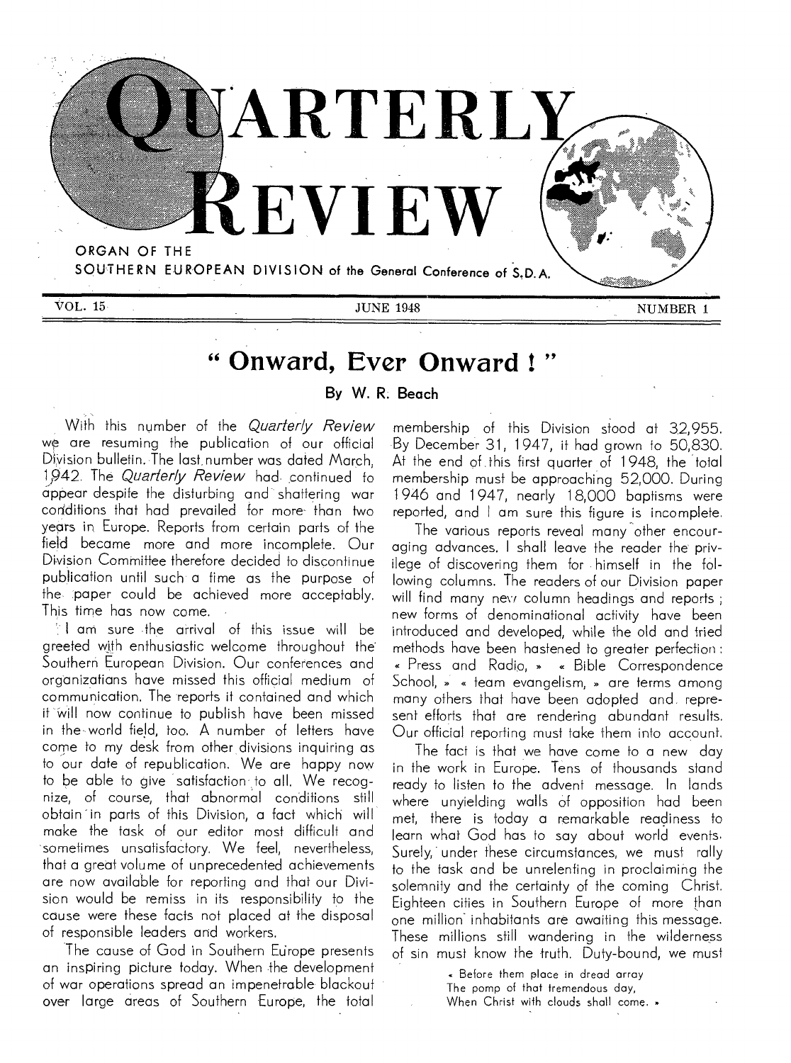# QUARTERLY REVIEW

ORGAN OF THE SOUTHERN EUROPEAN DIVISION of the General Conference of S.D.A.

VOL. 15 — JUNE 1948 — NUMBER 1

## " Onward, Ever Onward ! "

By W. R. Beach

With this number of the *Quarterly Review* we are resuming the publication of our official Division bulletin. The last number was dated March, 1942. The *Quarterly Review* had continued to appear despite the disturbing and shattering war conditions that had prevailed for more than two years in Europe. Reports from certain parts of the field became more and more incomplete. Our Division Committee therefore decided to discontinue publication until such a time as the purpose of the paper could be achieved more acceptably. This time has now come.

I am sure the arrival of this issue will be greeted with enthusiastic welcome throughout the Southern European Division. Our conferences and organizations have missed this official medium of communication. The reports it contained and which it will now continue to publish have been missed in the world field, too. A number of letters have come to my desk from other divisions inquiring as to our date of republication. We are happy now to be able to give satisfaction to all. We recognize, of course, that abnormal conditions still obtain in parts of this Division, a fact which will make the task of our editor most difficult and sometimes unsatisfactory. We feel, nevertheless, that a great volume of unprecedented achievements are now available for reporting and that our Division would be remiss in its responsibility to the cause were these facts not placed at the disposal of responsible leaders and workers.

The cause of God in Southern Europe presents an inspiring picture today. When the development of war operations spread an impenetrable blackout over large areas of Southern Europe, the total membership of this Division stood at 32,955. By December 31, 1947, it had grown to 50,830. At the end of this first quarter of 1948, the total membership must be approaching 52,000. During 1946 and 1947, nearly 18,000 baptisms were reported, and I am sure this figure is incomplete.

The various reports reveal many other encouraging advances. I shall leave the reader the privilege of discovering them for himself in the following columns. The readers of our Division paper will find many new column headings and reports ; new forms of denominational activity have been introduced and developed, while the old and tried methods have been hastened to greater perfection : « Press and Radio, » « Bible Correspondence School, » « team evangelism, » are terms among many others that have been adopted and represent efforts that are rendering abundant results. Our official reporting must take them into account.

The fact is that we have come to a new day in the work in Europe. Tens of thousands stand ready to listen to the advent message. In lands where unyielding walls of opposition had been met, there is today a remarkable readiness to learn what God has to say about world events. Surely, under these circumstances, we must rally to the task and be unrelenting in proclaiming the solemnity and the certainty of the coming Christ. Eighteen cities in Southern Europe of more than one million inhabitants are awaiting this message. These millions still wandering in the wilderness of sin must know the truth. Duty-bound, we must

> « Before them place in dread array
> The pomp of that tremendous day,
> When Christ with clouds shall come. »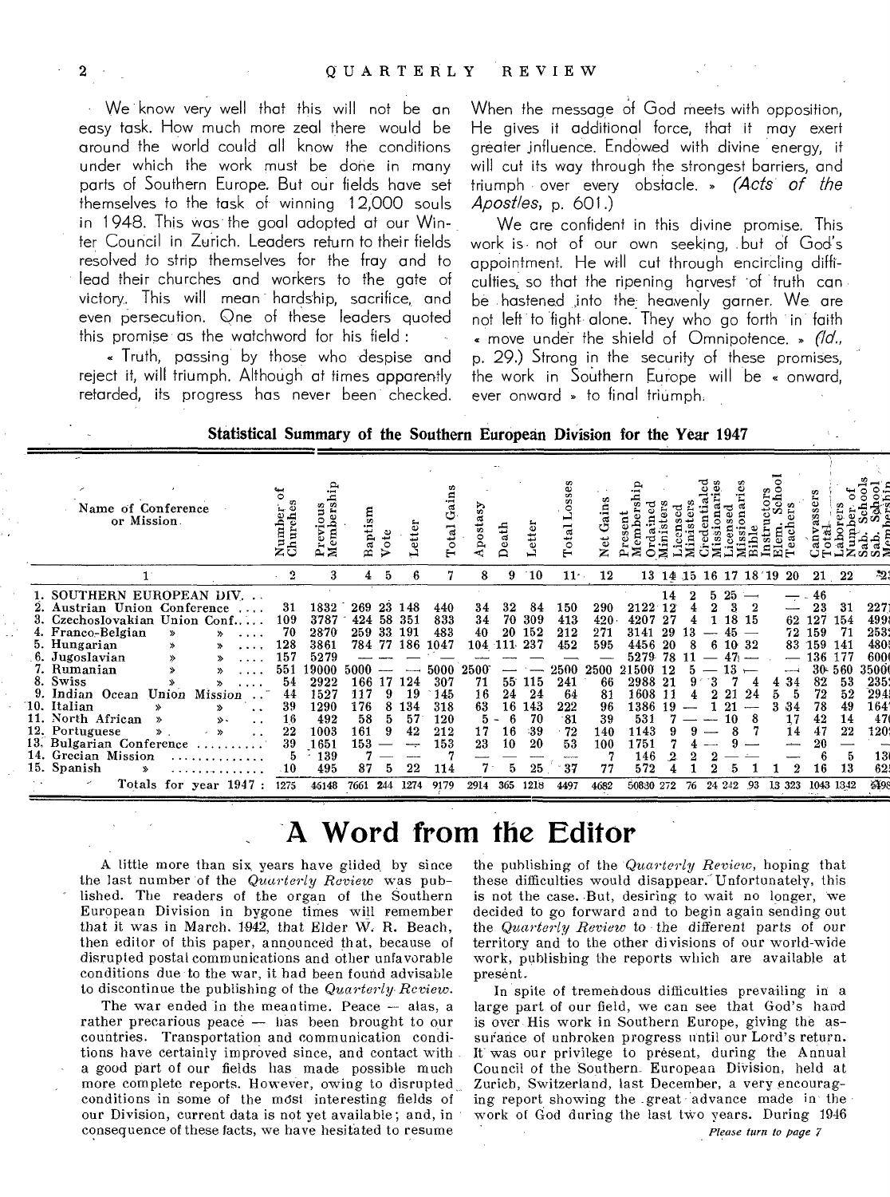We know very well that this will not be an easy task. How much more zeal there would be around the world could all know the conditions under which the work must be done in many parts of Southern Europe. But our fields have set themselves to the task of winning 12,000 souls in 1948. This was the goal adopted at our Winter Council in Zurich. Leaders return to their fields resolved to strip themselves for the fray and to lead their churches and workers to the gate of victory. This will mean hardship, sacrifice, and even persecution. One of these leaders quoted this promise as the watchword for his field :

« Truth, passing by those who despise and reject it, will triumph. Although at times apparently retarded, its progress has never been checked. When the message of God meets with opposition, He gives it additional force, that it may exert greater influence. Endowed with divine energy, it will cut its way through the strongest barriers, and triumph over every obstacle. » *(Acts of the Apostles,* p. 601.)

We are confident in this divine promise. This work is not of our own seeking, but of God's appointment. He will cut through encircling difficulties, so that the ripening harvest of truth can be hastened into the heavenly garner. We are not left to fight alone. They who go forth in faith « move under the shield of Omnipotence. » *(Id.,* p. 29.) Strong in the security of these promises, the work in Southern Europe will be « onward, ever onward » to final triumph.

**Statistical Summary of the Southern European Division for the Year 1947**

| Name of Conference or Mission | Number of Churches | Previous Membership | Baptism | Vote | Letter | Total Gains | Apostasy | Death | Letter | Total Losses | Net Gains | Present Membership | Ordained Ministers | Licensed Ministers | Credentialed Missionaries | Licensed Missionaries | Bible Instructors | Elem. School Teachers | Canvassers | Total Laborers | Number of Sab. Schools | Sab. School Membership |
|---|---|---|---|---|---|---|---|---|---|---|---|---|---|---|---|---|---|---|---|---|---|---|
| 1 | 2 | 3 | 4 | 5 | 6 | 7 | 8 | 9 | 10 | 11 | 12 | 13 | 14 | 15 | 16 | 17 | 18 | 19 | 20 | 21 | 22 | 23 |
| 1. SOUTHERN EUROPEAN DIV. | | | | | | | | | | | | | 14 | 2 | 5 | 25 | — | | — | 46 | | |
| 2. Austrian Union Conference | 31 | 1832 | 269 | 23 | 148 | 440 | 34 | 32 | 84 | 150 | 290 | 2122 | 12 | 4 | 2 | 3 | 2 | | — | 23 | 31 | 2271 |
| 3. Czechoslovakian Union Conf. | 109 | 3787 | 424 | 58 | 351 | 833 | 34 | 70 | 309 | 413 | 420 | 4207 | 27 | 4 | 1 | 18 | 15 | | 62 | 127 | 154 | 4998 |
| 4. Franco-Belgian » » | 70 | 2870 | 259 | 33 | 191 | 483 | 40 | 20 | 152 | 212 | 271 | 3141 | 29 | 13 | — | 45 | — | | 72 | 159 | 71 | 2533 |
| 5. Hungarian » » | 128 | 3861 | 784 | 77 | 186 | 1047 | 104 | 111 | 237 | 452 | 595 | 4456 | 20 | 8 | 6 | 10 | 32 | | 83 | 159 | 141 | 4805 |
| 6. Jugoslavian » » | 157 | 5279 | — | — | — | — | — | — | — | — | — | 5279 | 78 | 11 | — | 47 | — | | — | 136 | 177 | 6000 |
| 7. Rumanian » » | 551 | 19000 | 5000 | — | — | 5000 | 2500 | — | — | 2500 | 2500 | 21500 | 12 | 5 | — | 13 | — | | — | 30 | 560 | 35000 |
| 8. Swiss » » | 54 | 2922 | 166 | 17 | 124 | 307 | 71 | 55 | 115 | 241 | 66 | 2988 | 21 | 9 | 3 | 7 | 4 | 4 | 34 | 82 | 53 | 2351 |
| 9. Indian Ocean Union Mission | 44 | 1527 | 117 | 9 | 19 | 145 | 16 | 24 | 24 | 64 | 81 | 1608 | 11 | 4 | 2 | 21 | 24 | 5 | 5 | 72 | 52 | 2943 |
| 10. Italian » » | 39 | 1290 | 176 | 8 | 134 | 318 | 63 | 16 | 143 | 222 | 96 | 1386 | 19 | — | 1 | 21 | — | 3 | 34 | 78 | 49 | 1647 |
| 11. North African » » | 16 | 492 | 58 | 5 | 57 | 120 | 5 | 6 | 70 | 81 | 39 | 531 | 7 | — | — | 10 | 8 | | 17 | 42 | 14 | 470 |
| 12. Portuguese » » | 22 | 1003 | 161 | 9 | 42 | 212 | 17 | 16 | 39 | 72 | 140 | 1143 | 9 | 9 | — | 8 | 7 | | 14 | 47 | 22 | 1205 |
| 13. Bulgarian Conference | 39 | 1651 | 153 | — | — | 153 | 23 | 10 | 20 | 53 | 100 | 1751 | 7 | 4 | — | 9 | — | | — | 20 | — | — |
| 14. Grecian Mission | 5 | 139 | 7 | — | — | 7 | — | — | — | — | 7 | 146 | 2 | 2 | 2 | — | — | | — | 6 | 5 | 130 |
| 15. Spanish » | 10 | 495 | 87 | 5 | 22 | 114 | 7 | 5 | 25 | 37 | 77 | 572 | 4 | 1 | 2 | 5 | 1 | 1 | 2 | 16 | 13 | 625 |
| Totals for year 1947 : | 1275 | 46148 | 7661 | 244 | 1274 | 9179 | 2914 | 365 | 1218 | 4497 | 4682 | 50830 | 272 | 76 | 24 | 242 | 93 | 13 | 323 | 1043 | 1342 | 5498 |

# A Word from the Editor

A little more than six years have glided by since the last number of the *Quarterly Review* was published. The readers of the organ of the Southern European Division in bygone times will remember that it was in March, 1942, that Elder W. R. Beach, then editor of this paper, announced that, because of disrupted postal communications and other unfavorable conditions due to the war, it had been found advisable to discontinue the publishing of the *Quarterly Review*.

The war ended in the meantime. Peace — alas, a rather precarious peace — has been brought to our countries. Transportation and communication conditions have certainly improved since, and contact with a good part of our fields has made possible much more complete reports. However, owing to disrupted conditions in some of the most interesting fields of our Division, current data is not yet available; and, in consequence of these facts, we have hesitated to resume the publishing of the *Quarterly Review*, hoping that these difficulties would disappear. Unfortunately, this is not the case. But, desiring to wait no longer, we decided to go forward and to begin again sending out the *Quarterly Review* to the different parts of our territory and to the other divisions of our world-wide work, publishing the reports which are available at present.

In spite of tremendous difficulties prevailing in a large part of our field, we can see that God's hand is over His work in Southern Europe, giving the assurance of unbroken progress until our Lord's return. It was our privilege to present, during the Annual Council of the Southern European Division, held at Zurich, Switzerland, last December, a very encouraging report showing the great advance made in the work of God during the last two years. During 1946

*Please turn to page 7*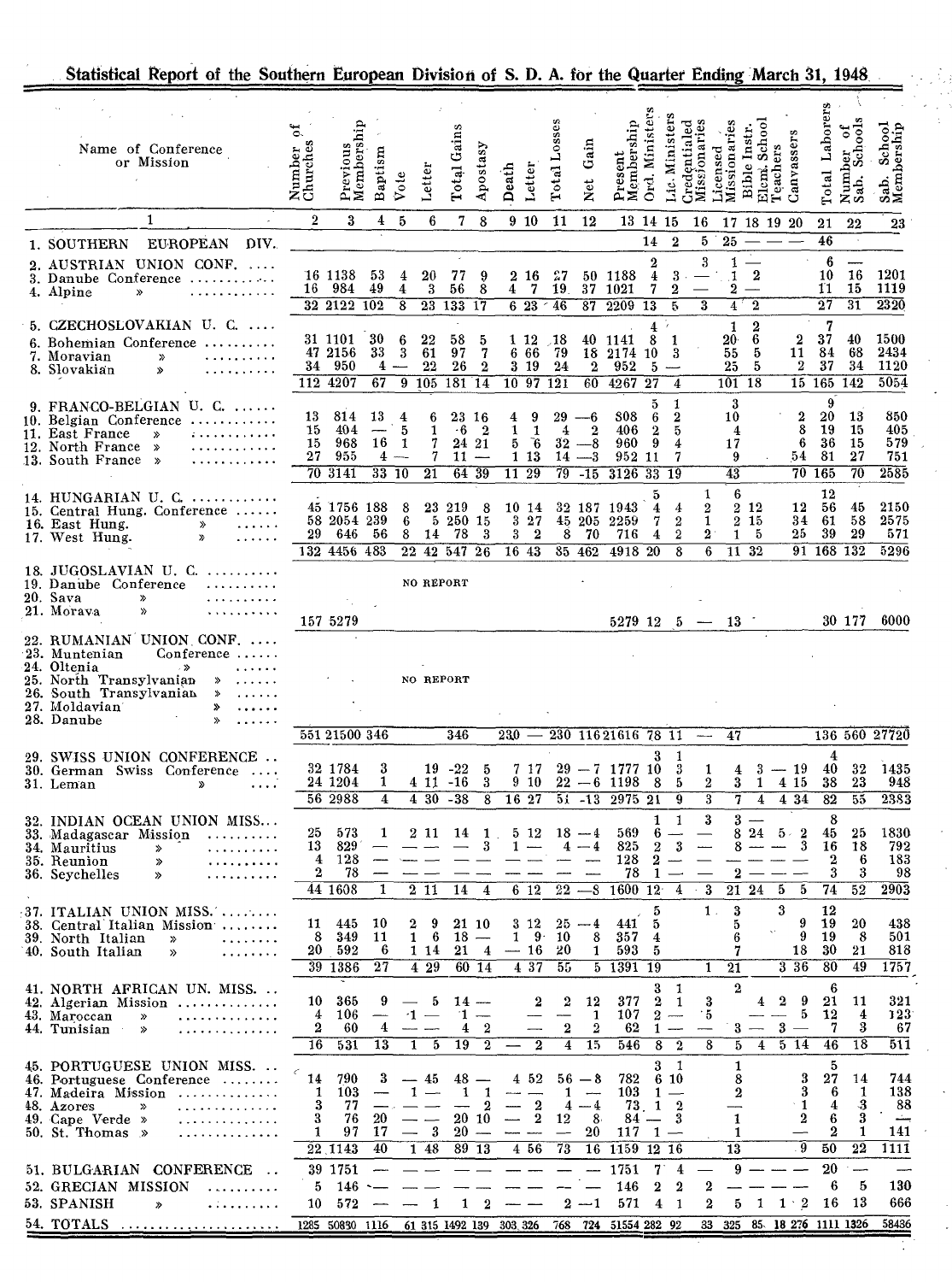## Statistical Report of the Southern European Division of S. D. A. for the Quarter Ending March 31, 1948

| Name of Conference or Mission | Number of Churches | Previous Membership | Baptism | Vote | Letter | Total Gains | Apostasy | Death | Letter | Total Losses | Net Gain | Present Membership | Ord. Ministers | Lic. Ministers | Credentialed Missionaries | Licensed Missionaries | Bible Instr. | Elem. School Teachers | Canvassers | Total Laborers | Number of Sab. Schools | Sab. School Membership |
|---|---|---|---|---|---|---|---|---|---|---|---|---|---|---|---|---|---|---|---|---|---|---|
| 1 | 2 | 3 | 4 | 5 | 6 | 7 | 8 | 9 | 10 | 11 | 12 | 13 | 14 | 15 | 16 | 17 | 18 | 19 | 20 | 21 | 22 | 23 |
| 1. SOUTHERN EUROPEAN DIV. | | | | | | | | | | | | | 14 | 2 | 5 | 25 | — | — | — | 46 | | |
| 2. AUSTRIAN UNION CONF. | | | | | | | | | | | | | 2 | | 3 | 1 | — | | | 6 | — | |
| 3. Danube Conference | 16 | 1138 | 53 | 4 | 20 | 77 | 9 | 2 | 16 | 27 | 50 | 1188 | 4 | 3 | — | 1 | 2 | | | 10 | 16 | 1201 |
| 4. Alpine » | 16 | 984 | 49 | 4 | 3 | 56 | 8 | 4 | 7 | 19 | 37 | 1021 | 7 | 2 | — | 2 | — | | | 11 | 15 | 1119 |
| | 32 | 2122 | 102 | 8 | 23 | 133 | 17 | 6 | 23 | 46 | 87 | 2209 | 13 | 5 | 3 | 4 | 2 | | | 27 | 31 | 2320 |
| 5. CZECHOSLOVAKIAN U. C. | | | | | | | | | | | | | 4 | | | 1 | 2 | | | 7 | | |
| 6. Bohemian Conference | 31 | 1101 | 30 | 6 | 22 | 58 | 5 | 1 | 12 | 18 | 40 | 1141 | 8 | 1 | | 20 | 6 | | 2 | 37 | 40 | 1500 |
| 7. Moravian » | 47 | 2156 | 33 | 3 | 61 | 97 | 7 | 6 | 66 | 79 | 18 | 2174 | 10 | 3 | | 55 | 5 | | 11 | 84 | 68 | 2434 |
| 8. Slovakian » | 34 | 950 | 4 | — | 22 | 26 | 2 | 3 | 19 | 24 | 2 | 952 | 5 | — | | 25 | 5 | | 2 | 37 | 34 | 1120 |
| | 112 | 4207 | 67 | 9 | 105 | 181 | 14 | 10 | 97 | 121 | 60 | 4267 | 27 | 4 | | 101 | 18 | | 15 | 165 | 142 | 5054 |
| 9. FRANCO-BELGIAN U. C. | | | | | | | | | | | | | 5 | 1 | | 3 | | | | 9 | | |
| 10. Belgian Conference | 13 | 814 | 13 | 4 | 6 | 23 | 16 | 4 | 9 | 29 | —6 | 808 | 6 | 2 | | 10 | | | 2 | 20 | 13 | 850 |
| 11. East France » | 15 | 404 | — | 5 | 1 | 6 | 2 | 1 | 1 | 4 | 2 | 406 | 2 | 5 | | 4 | | | 8 | 19 | 15 | 405 |
| 12. North France » | 15 | 968 | 16 | 1 | 7 | 24 | 21 | 5 | 6 | 32 | —8 | 960 | 9 | 4 | | 17 | | | 6 | 36 | 15 | 579 |
| 13. South France » | 27 | 955 | 4 | — | 7 | 11 | — | 1 | 13 | 14 | —3 | 952 | 11 | 7 | | 9 | | | 54 | 81 | 27 | 751 |
| | 70 | 3141 | 33 | 10 | 21 | 64 | 39 | 11 | 29 | 79 | -15 | 3126 | 33 | 19 | | 43 | | | 70 | 165 | 70 | 2585 |
| 14. HUNGARIAN U. C. | | | | | | | | | | | | | 5 | | 1 | 6 | | | | 12 | | |
| 15. Central Hung. Conference | 45 | 1756 | 188 | 8 | 23 | 219 | 8 | 10 | 14 | 32 | 187 | 1943 | 4 | 4 | 2 | 2 | 12 | | 12 | 56 | 45 | 2150 |
| 16. East Hung. » | 58 | 2054 | 239 | 6 | 5 | 250 | 15 | 3 | 27 | 45 | 205 | 2259 | 7 | 2 | 1 | 2 | 15 | | 34 | 61 | 58 | 2575 |
| 17. West Hung. » | 29 | 646 | 56 | 8 | 14 | 78 | 3 | 3 | 2 | 8 | 70 | 716 | 4 | 2 | 2 | 1 | 5 | | 25 | 39 | 29 | 571 |
| | 132 | 4456 | 483 | 22 | 42 | 547 | 26 | 16 | 43 | 85 | 462 | 4918 | 20 | 8 | 6 | 11 | 32 | | 91 | 168 | 132 | 5296 |
| 18. JUGOSLAVIAN U. C. | | | | | | | | | | | | | | | | | | | | | | |
| 19. Danube Conference | | | | | NO REPORT | | | | | | | | | | | | | | | | | |
| 20. Sava » | | | | | | | | | | | | | | | | | | | | | | |
| 21. Morava » | | | | | | | | | | | | | | | | | | | | | | |
| | 157 | 5279 | | | | | | | | | | 5279 | 12 | 5 | — | 13 | | | | 30 | 177 | 6000 |
| 22. RUMANIAN UNION CONF. | | | | | | | | | | | | | | | | | | | | | | |
| 23. Muntenian Conference | | | | | | | | | | | | | | | | | | | | | | |
| 24. Oltenia » | | | | | | | | | | | | | | | | | | | | | | |
| 25. North Transylvanian » | | | | | NO REPORT | | | | | | | | | | | | | | | | | |
| 26. South Transylvanian » | | | | | | | | | | | | | | | | | | | | | | |
| 27. Moldavian » | | | | | | | | | | | | | | | | | | | | | | |
| 28. Danube » | | | | | | | | | | | | | | | | | | | | | | |
| | 551 | 21500 | 346 | | | 346 | | 230 | — | 230 | 116 | 21616 | 78 | 11 | — | 47 | | | | 136 | 560 | 27720 |
| 29. SWISS UNION CONFERENCE | | | | | | | | | | | | | 3 | 1 | | | | | | 4 | | |
| 30. German Swiss Conference | 32 | 1784 | 3 | | 19 | -22 | 5 | 7 | 17 | 29 | —7 | 1777 | 10 | 3 | 1 | 4 | 3 | — | 19 | 40 | 32 | 1435 |
| 31. Leman » | 24 | 1204 | 1 | 4 | 11 | -16 | 3 | 9 | 10 | 22 | —6 | 1198 | 8 | 5 | 2 | 3 | 1 | 4 | 15 | 38 | 23 | 948 |
| | 56 | 2988 | 4 | 4 | 30 | -38 | 8 | 16 | 27 | 51 | -13 | 2975 | 21 | 9 | 3 | 7 | 4 | 4 | 34 | 82 | 55 | 2383 |
| 32. INDIAN OCEAN UNION MISS. | | | | | | | | | | | | | 1 | 1 | 3 | 3 | — | | | 8 | | |
| 33. Madagascar Mission | 25 | 573 | 1 | 2 | 11 | 14 | 1 | 5 | 12 | 18 | —4 | 569 | 6 | — | — | 8 | 24 | 5 | 2 | 45 | 25 | 1830 |
| 34. Mauritius » | 13 | 829 | — | — | — | — | 3 | 1 | — | 4 | —4 | 825 | 2 | 3 | — | 8 | — | — | 3 | 16 | 18 | 792 |
| 35. Reunion » | 4 | 128 | — | — | — | — | — | — | — | — | — | 128 | 2 | — | | — | — | — | — | 2 | 6 | 183 |
| 36. Seychelles » | 2 | 78 | — | — | — | — | — | — | — | — | — | 78 | 1 | — | | 2 | — | — | — | 3 | 3 | 98 |
| | 44 | 1608 | 1 | 2 | 11 | 14 | 4 | 6 | 12 | 22 | —8 | 1600 | 12 | 4 | 3 | 21 | 24 | 5 | 5 | 74 | 52 | 2903 |
| 37. ITALIAN UNION MISS. | | | | | | | | | | | | | 5 | | 1 | 3 | | 3 | | 12 | | |
| 38. Central Italian Mission | 11 | 445 | 10 | 2 | 9 | 21 | 10 | 3 | 12 | 25 | —4 | 441 | 5 | | | 5 | | | 9 | 19 | 20 | 438 |
| 39. North Italian » | 8 | 349 | 11 | 1 | 6 | 18 | — | 1 | 9 | 10 | 8 | 357 | 4 | | | 6 | | | 9 | 19 | 8 | 501 |
| 40. South Italian » | 20 | 592 | 6 | 1 | 14 | 21 | 4 | — | 16 | 20 | 1 | 593 | 5 | | | 7 | | | 18 | 30 | 21 | 818 |
| | 39 | 1386 | 27 | 4 | 29 | 60 | 14 | 4 | 37 | 55 | 5 | 1391 | 19 | | 1 | 21 | | 3 | 36 | 80 | 49 | 1757 |
| 41. NORTH AFRICAN UN. MISS. | | | | | | | | | | | | | 3 | 1 | | 2 | | | | 6 | | |
| 42. Algerian Mission | 10 | 365 | 9 | — | 5 | 14 | — | | 2 | 2 | 12 | 377 | 2 | 1 | 3 | | 4 | 2 | 9 | 21 | 11 | 321 |
| 43. Maroccan » | 4 | 106 | — | 1 | — | 1 | — | | — | — | 1 | 107 | 2 | — | 5 | | — | — | 5 | 12 | 4 | 123 |
| 44. Tunisian » | 2 | 60 | 4 | | — | 4 | 2 | | — | 2 | 2 | 62 | 1 | — | | 3 | — | 3 | — | 7 | 3 | 67 |
| | 16 | 531 | 13 | 1 | 5 | 19 | 2 | — | 2 | 4 | 15 | 546 | 8 | 2 | 8 | 5 | 4 | 5 | 14 | 46 | 18 | 511 |
| 45. PORTUGUESE UNION MISS. | | | | | | | | | | | | | 3 | 1 | | 1 | | | | 5 | | |
| 46. Portuguese Conference | 14 | 790 | 3 | — | 45 | 48 | — | 4 | 52 | 56 | —8 | 782 | 6 | 10 | | 8 | | | 3 | 27 | 14 | 744 |
| 47. Madeira Mission | 1 | 103 | — | 1 | — | 1 | 1 | — | — | 1 | — | 103 | 1 | — | | 2 | | | 3 | 6 | 1 | 138 |
| 48. Azores » | 3 | 77 | — | | — | — | 2 | — | 2 | 4 | —4 | 73 | 1 | 2 | | — | | | 1 | 4 | 3 | 88 |
| 49. Cape Verde » | 3 | 76 | 20 | — | — | 20 | 10 | — | 2 | 12 | 8 | 84 | — | 3 | | 1 | | | 2 | 6 | 3 | — |
| 50. St. Thomas » | 1 | 97 | 17 | — | 3 | 20 | — | — | — | — | 20 | 117 | 1 | — | | 1 | | | — | 2 | 1 | 141 |
| | 22 | 1143 | 40 | 1 | 48 | 89 | 13 | 4 | 56 | 73 | 16 | 1159 | 12 | 16 | | 13 | | | 9 | 50 | 22 | 1111 |
| 51. BULGARIAN CONFERENCE | 39 | 1751 | — | — | — | — | — | — | — | — | — | 1751 | 7 | 4 | — | 9 | — | — | — | 20 | — | — |
| 52. GRECIAN MISSION | 5 | 146 | — | — | — | — | — | — | — | — | — | 146 | 2 | 2 | 2 | — | — | — | — | 6 | 5 | 130 |
| 53. SPANISH » | 10 | 572 | — | — | 1 | 1 | 2 | — | — | 2 | —1 | 571 | 4 | 1 | 2 | 5 | 1 | 1 | 2 | 16 | 13 | 666 |
| 54. TOTALS | 1285 | 50830 | 1116 | 61 | 315 | 1492 | 139 | 303 | 326 | 768 | 724 | 51554 | 282 | 92 | 33 | 325 | 85 | 18 | 276 | 1111 | 1326 | 58436 |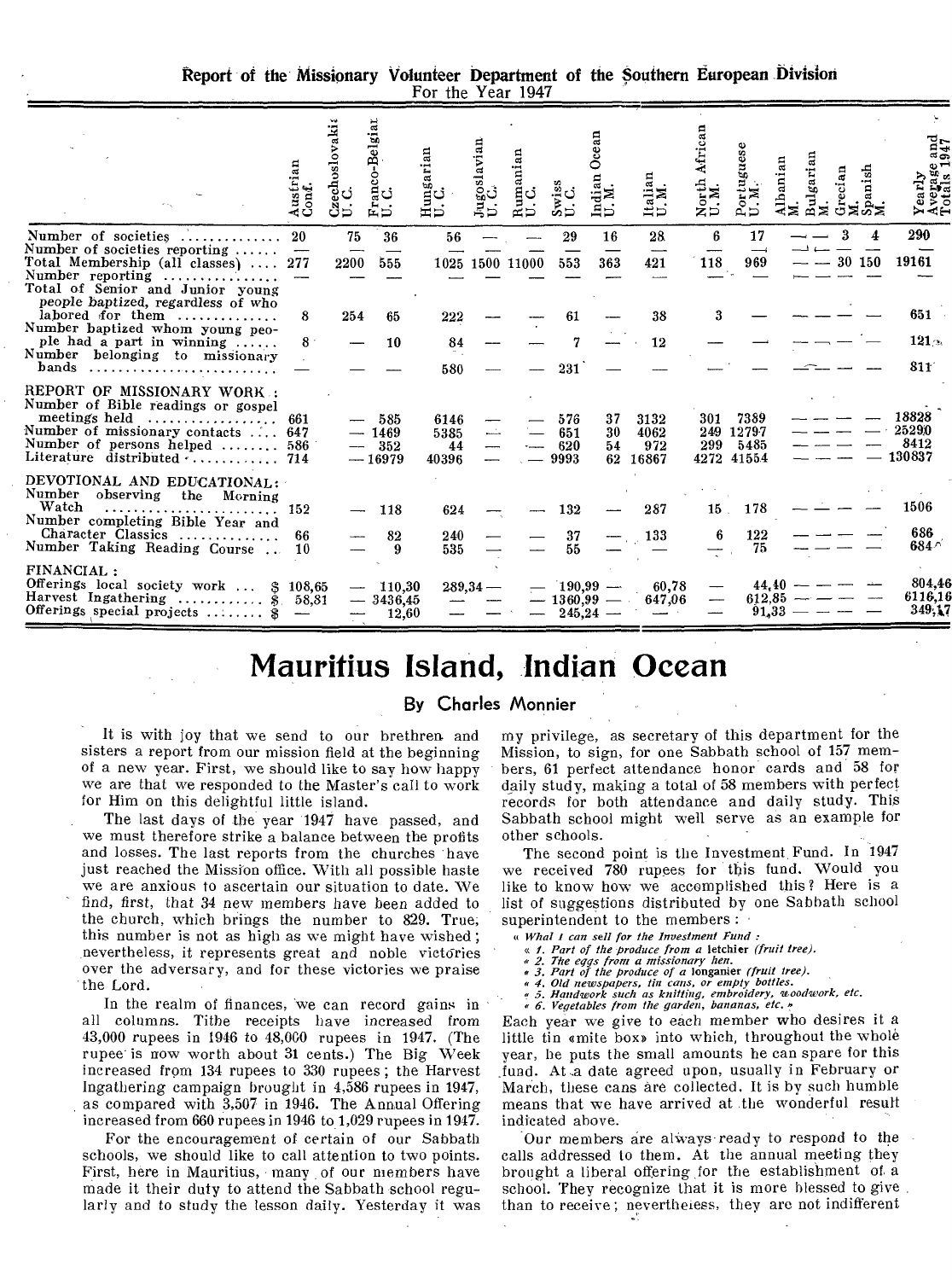## Report of the Missionary Volunteer Department of the Southern European Division

For the Year 1947

| | Austrian Conf. | Czechoslovakia U.C. | Franco-Belgian U.C. | Hungarian U.C. | Jugoslavian U.C. | Rumanian U.C. | Swiss U.C. | Indian Ocean U.M. | Italian U.M. | North African U.M. | Portuguese U.M. | Albanian M. | Bulgarian M. | Grecian M. | Spanish M. | Yearly Average and Totals 1947 |
|---|---|---|---|---|---|---|---|---|---|---|---|---|---|---|---|---|
| Number of societies | 20 | 75 | 36 | 56 | — | — | 29 | 16 | 28 | 6 | 17 | — | — | 3 | 4 | 290 |
| Number of societies reporting | — | — | — | — | — | — | — | — | — | — | — | — | — | — | — | — |
| Total Membership (all classes) | 277 | 2200 | 555 | 1025 | 1500 | 11000 | 553 | 363 | 421 | 118 | 969 | — | — | 30 | 150 | 19161 |
| Number reporting | — | — | — | — | — | — | — | — | — | — | — | — | — | — | — | — |
| Total of Senior and Junior young people baptized, regardless of who labored for them | 8 | 254 | 65 | 222 | — | — | 61 | — | 38 | 3 | — | — | — | — | — | 651 |
| Number baptized whom young people had a part in winning | 8 | — | 10 | 84 | — | — | 7 | — | 12 | — | — | — | — | — | — | 121 |
| Number belonging to missionary bands | — | — | — | 580 | — | — | 231 | — | — | — | — | — | — | — | — | 811 |
| **REPORT OF MISSIONARY WORK:** | | | | | | | | | | | | | | | | |
| Number of Bible readings or gospel meetings held | 661 | — | 585 | 6146 | — | — | 576 | 37 | 3132 | 301 | 7389 | — | — | — | — | 18828 |
| Number of missionary contacts | 647 | — | 1469 | 5385 | — | — | 651 | 30 | 4062 | 249 | 12797 | — | — | — | — | 25290 |
| Number of persons helped | 586 | — | 352 | 44 | — | — | 620 | 54 | 972 | 299 | 5485 | — | — | — | — | 8412 |
| Literature distributed | 714 | — | 16979 | 40396 | — | — | 9993 | 62 | 16867 | 4272 | 41554 | — | — | — | — | 130837 |
| **DEVOTIONAL AND EDUCATIONAL:** | | | | | | | | | | | | | | | | |
| Number observing the Morning Watch | 152 | — | 118 | 624 | — | — | 132 | — | 287 | 15 | 178 | — | — | — | — | 1506 |
| Number completing Bible Year and Character Classics | 66 | — | 82 | 240 | — | — | 37 | — | 133 | 6 | 122 | — | — | — | — | 686 |
| Number Taking Reading Course | 10 | — | 9 | 535 | — | — | 55 | — | — | — | 75 | — | — | — | — | 684 |
| **FINANCIAL:** | | | | | | | | | | | | | | | | |
| Offerings local society work $ | 108,65 | — | 110,30 | 289,34 | — | — | 190,99 | — | 60,78 | — | 44,40 | — | — | — | — | 804,46 |
| Harvest Ingathering $ | 58,81 | — | 3436,45 | — | — | — | 1360,99 | — | 647,06 | — | 612,85 | — | — | — | — | 6116,16 |
| Offerings special projects $ | — | — | 12,60 | — | — | — | 245,24 | — | — | — | 91,33 | — | — | — | — | 349,17 |

# Mauritius Island, Indian Ocean

### By Charles Monnier

It is with joy that we send to our brethren and sisters a report from our mission field at the beginning of a new year. First, we should like to say how happy we are that we responded to the Master's call to work for Him on this delightful little island.

The last days of the year 1947 have passed, and we must therefore strike a balance between the profits and losses. The last reports from the churches have just reached the Mission office. With all possible haste we are anxious to ascertain our situation to date. We find, first, that 34 new members have been added to the church, which brings the number to 829. True, this number is not as high as we might have wished; nevertheless, it represents great and noble victories over the adversary, and for these victories we praise the Lord.

In the realm of finances, we can record gains in all columns. Tithe receipts have increased from 43,000 rupees in 1946 to 48,000 rupees in 1947. (The rupee is now worth about 31 cents.) The Big Week increased from 134 rupees to 330 rupees; the Harvest Ingathering campaign brought in 4,586 rupees in 1947, as compared with 3,507 in 1946. The Annual Offering increased from 660 rupees in 1946 to 1,029 rupees in 1947.

For the encouragement of certain of our Sabbath schools, we should like to call attention to two points. First, here in Mauritius, many of our members have made it their duty to attend the Sabbath school regularly and to study the lesson daily. Yesterday it was my privilege, as secretary of this department for the Mission, to sign, for one Sabbath school of 157 members, 61 perfect attendance honor cards and 58 for daily study, making a total of 58 members with perfect records for both attendance and daily study. This Sabbath school might well serve as an example for other schools.

The second point is the Investment Fund. In 1947 we received 780 rupees for this fund. Would you like to know how we accomplished this? Here is a list of suggestions distributed by one Sabbath school superintendent to the members:

*« What I can sell for the Investment Fund :*
*« 1. Part of the produce from a* **letchier** *(fruit tree).*
*« 2. The eggs from a missionary hen.*
*« 3. Part of the produce of a* **longanier** *(fruit tree).*
*« 4. Old newspapers, tin cans, or empty bottles.*
*« 5. Handwork such as knitting, embroidery, woodwork, etc.*
*« 6. Vegetables from the garden, bananas, etc. »*

Each year we give to each member who desires it a little tin «mite box» into which, throughout the whole year, he puts the small amounts he can spare for this fund. At a date agreed upon, usually in February or March, these cans are collected. It is by such humble means that we have arrived at the wonderful result indicated above.

Our members are always ready to respond to the calls addressed to them. At the annual meeting they brought a liberal offering for the establishment of a school. They recognize that it is more blessed to give than to receive; nevertheless, they are not indifferent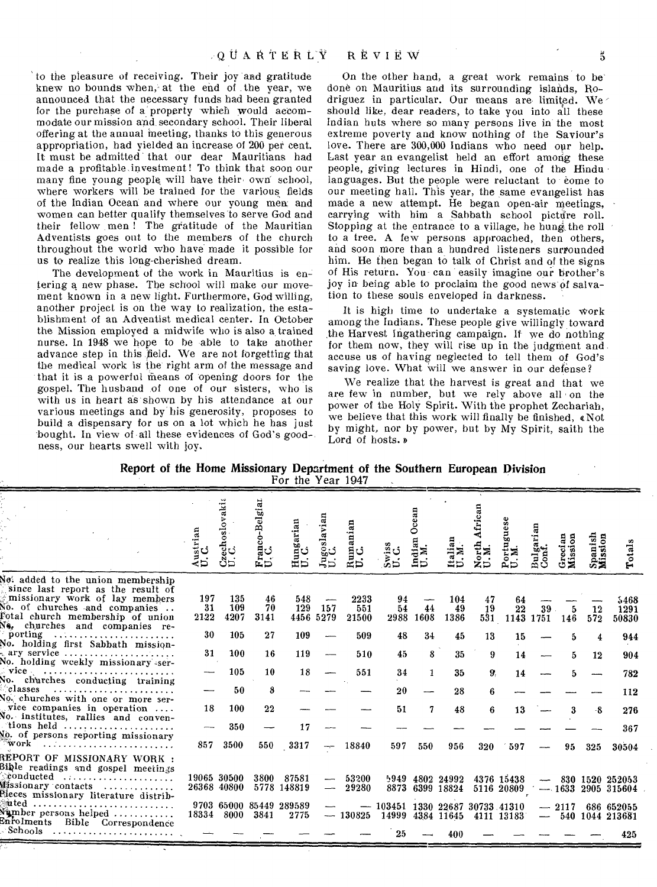to the pleasure of receiving. Their joy and gratitude knew no bounds when, at the end of the year, we announced that the necessary funds had been granted for the purchase of a property which would accommodate our mission and secondary school. Their liberal offering at the annual meeting, thanks to this generous appropriation, had yielded an increase of 200 per cent. It must be admitted that our dear Mauritians had made a profitable investment! To think that soon our many fine young people will have their own school, where workers will be trained for the various fields of the Indian Ocean and where our young men and women can better qualify themselves to serve God and their fellow men! The gratitude of the Mauritian Adventists goes out to the members of the church throughout the world who have made it possible for us to realize this long-cherished dream.

The development of the work in Mauritius is entering a new phase. The school will make our movement known in a new light. Furthermore, God willing, another project is on the way to realization, the establishment of an Adventist medical center. In October the Mission employed a midwife who is also a trained nurse. In 1948 we hope to be able to take another advance step in this field. We are not forgetting that the medical work is the right arm of the message and that it is a powerful means of opening doors for the gospel. The husband of one of our sisters, who is with us in heart as shown by his attendance at our various meetings and by his generosity, proposes to build a dispensary for us on a lot which he has just bought. In view of all these evidences of God's goodness, our hearts swell with joy.

On the other hand, a great work remains to be done on Mauritius and its surrounding islands, Rodriguez in particular. Our means are limited. We should like, dear readers, to take you into all these Indian huts where so many persons live in the most extreme poverty and know nothing of the Saviour's love. There are 300,000 Indians who need our help. Last year an evangelist held an effort among these people, giving lectures in Hindi, one of the Hindu languages. But the people were reluctant to come to our meeting hall. This year, the same evangelist has made a new attempt. He began open-air meetings, carrying with him a Sabbath school picture roll. Stopping at the entrance to a village, he hung the roll to a tree. A few persons approached, then others, and soon more than a hundred listeners surrounded him. He then began to talk of Christ and of the signs of His return. You can easily imagine our brother's joy in being able to proclaim the good news of salvation to these souls enveloped in darkness.

It is high time to undertake a systematic work among the Indians. These people give willingly toward the Harvest Ingathering campaign. If we do nothing for them now, they will rise up in the judgment and accuse us of having neglected to tell them of God's saving love. What will we answer in our defense?

We realize that the harvest is great and that we are few in number, but we rely above all on the power of the Holy Spirit. With the prophet Zechariah, we believe that this work will finally be finished, «Not by might, nor by power, but by My Spirit, saith the Lord of hosts.»

## Report of the Home Missionary Department of the Southern European Division

For the Year 1947

| | Austrian U.C. | Czechoslovakia U.C. | Franco-Belgian U.C. | Hungarian U.C. | Jugoslavian U.C. | Rumanian U.C. | Swiss U.C. | Indian Ocean U.M. | Italian U.M. | North African U.M. | Portuguese U.M. | Bulgarian Conf. | Grecian Mission | Spanish Mission | Totals |
|---|---|---|---|---|---|---|---|---|---|---|---|---|---|---|---|
| No. added to the union membership since last report as the result of missionary work of lay members | 197 | 135 | 46 | 548 | — | 2233 | 94 | — | 104 | 47 | 64 | — | — | — | 5468 |
| No. of churches and companies | 31 | 109 | 70 | 129 | 157 | 551 | 54 | 44 | 49 | 19 | 22 | 39 | 5 | 12 | 1291 |
| Total church membership of union | 2122 | 4207 | 3141 | 4456 | 5279 | 21500 | 2988 | 1608 | 1386 | 531 | 1143 | 1751 | 146 | 572 | 50830 |
| No. churches and companies reporting | 30 | 105 | 27 | 109 | — | 509 | 48 | 34 | 45 | 13 | 15 | — | 5 | 4 | 944 |
| No. holding first Sabbath missionary service | 31 | 100 | 16 | 119 | — | 510 | 45 | 8 | 35 | 9 | 14 | — | 5 | 12 | 904 |
| No. holding weekly missionary service | — | 105 | 10 | 18 | — | 551 | 34 | 1 | 35 | 9 | 14 | — | 5 | — | 782 |
| No. churches conducting training classes | — | 50 | 8 | — | — | — | 20 | — | 28 | 6 | — | — | — | — | 112 |
| No. churches with one or more service companies in operation | 18 | 100 | 22 | — | — | — | 51 | 7 | 48 | 6 | 13 | — | 3 | 8 | 276 |
| No. institutes, rallies and conventions held | — | 350 | — | 17 | — | — | — | — | — | — | — | — | — | — | 367 |
| No. of persons reporting missionary work | 857 | 3500 | 550 | 3317 | — | 18840 | 597 | 550 | 956 | 320 | 597 | — | 95 | 325 | 30504 |
| **REPORT OF MISSIONARY WORK:** | | | | | | | | | | | | | | | |
| Bible readings and gospel meetings conducted | 19065 | 30500 | 3800 | 87581 | — | 53200 | 5949 | 4802 | 24992 | 4376 | 15438 | — | 830 | 1520 | 252053 |
| Missionary contacts | 26368 | 40800 | 5778 | 148819 | — | 29280 | 8873 | 6399 | 18824 | 5116 | 20809 | — | 1633 | 2905 | 315604 |
| Pieces missionary literature distributed | 9703 | 65000 | 85449 | 289589 | — | — | 103451 | 1330 | 22687 | 30733 | 41310 | — | 2117 | 686 | 652055 |
| Number persons helped | 18334 | 8000 | 3841 | 2775 | — | 130825 | 14999 | 4384 | 11645 | 4111 | 13183 | — | 540 | 1044 | 213681 |
| Enrolments Bible Correspondence Schools | — | — | — | — | — | — | 25 | — | 400 | — | — | — | — | — | 425 |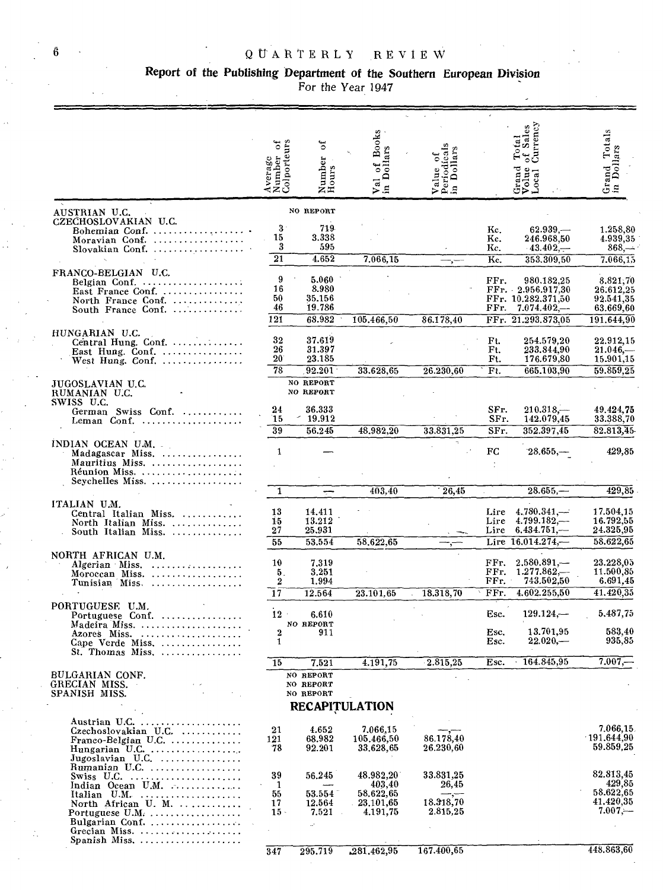## Report of the Publishing Department of the Southern European Division

For the Year 1947

| | Average Number of Colporteurs | Number of Hours | Val of Books in Dollars | Value of Periodicals in Dollars | Grand Total Volue of Sales Local Currency | | Grand Totals in Dollars |
|---|---|---|---|---|---|---|---|
| AUSTRIAN U.C. | | NO REPORT | | | | | |
| CZECHOSLOVAKIAN U.C. | | | | | | | |
| Bohemian Conf. | 3 | 719 | | | Kc. | 62.939,— | 1.258,80 |
| Moravian Conf. | 15 | 3.338 | | | Kc. | 246.968,50 | 4.939,35 |
| Slovakian Conf. | 3 | 595 | | | Kc. | 43.402,— | 868,— |
| | 21 | 4.652 | 7.066,15 | —,— | Kc. | 353.309,50 | 7.066,15 |
| FRANCO-BELGIAN U.C. | | | | | | | |
| Belgian Conf. | 9 | 5.060 | | | FFr. | 980.182,25 | 8.821,70 |
| East France Conf. | 16 | 8.980 | | | FFr. | 2.956.917,30 | 26.612,25 |
| North France Conf. | 50 | 35.156 | | | FFr. | 10.282.371,50 | 92.541,35 |
| South France Conf. | 46 | 19.786 | | | FFr. | 7.074.402,— | 63.669,60 |
| | 121 | 68.982 | 105.466,50 | 86.178,40 | FFr. | 21.293.873,05 | 191.644,90 |
| HUNGARIAN U.C. | | | | | | | |
| Central Hung. Conf. | 32 | 37.619 | | | Ft. | 254.579,20 | 22.912,15 |
| East Hung. Conf. | 26 | 31.397 | | | Ft. | 233.844,90 | 21.046,— |
| West Hung. Conf. | 20 | 23.185 | | | Ft. | 176.679,80 | 15.901,15 |
| | 78 | 92.201 | 33.628,65 | 26.230,60 | Ft. | 665.103,90 | 59.859,25 |
| JUGOSLAVIAN U.C. | | NO REPORT | | | | | |
| RUMANIAN U.C. | | NO REPORT | | | | | |
| SWISS U.C. | | | | | | | |
| German Swiss Conf. | 24 | 36.333 | | | SFr. | 210.318,— | 49.424,75 |
| Leman Conf. | 15 | 19.912 | | | SFr. | 142.079,45 | 33.388,70 |
| | 39 | 56.245 | 48.982,20 | 33.831,25 | SFr. | 352.397,45 | 82.813,45 |
| INDIAN OCEAN U.M. | | | | | | | |
| Madagascar Miss. | 1 | — | | | FC | 28.655,— | 429,85 |
| Mauritius Miss. | | | | | | | |
| Réunion Miss. | | | | | | | |
| Seychelles Miss. | | | | | | | |
| | 1 | — | 403,40 | 26,45 | | 28.655,— | 429,85 |
| ITALIAN U.M. | | | | | | | |
| Central Italian Miss. | 13 | 14.411 | | | Lire | 4.780.341,— | 17.504,15 |
| North Italian Miss. | 15 | 13.212 | | | Lire | 4.799.182,— | 16.792,55 |
| South Italian Miss. | 27 | 25.931 | | | Lire | 6.434.751,— | 24.325,95 |
| | 55 | 53.554 | 58.622,65 | —,— | Lire | 16.014.274,— | 58.622,65 |
| NORTH AFRICAN U.M. | | | | | | | |
| Algerian Miss. | 10 | 7.319 | | | FFr. | 2.580.891,— | 23.228,05 |
| Moroccan Miss. | 5 | 3.251 | | | FFr. | 1.277.862,— | 11.500,85 |
| Tunisian Miss. | 2 | 1.994 | | | FFr. | 743.502,50 | 6.691,45 |
| | 17 | 12.564 | 23.101,65 | 18.318,70 | FFr. | 4.602.255,50 | 41.420,35 |
| PORTUGUESE U.M. | | | | | | | |
| Portuguese Conf. | 12 | 6.610 | | | Esc. | 129.124,— | 5.487,75 |
| Madeira Miss. | | NO REPORT | | | | | |
| Azores Miss. | 2 | 911 | | | Esc. | 13.701,95 | 583,40 |
| Cape Verde Miss. | 1 | | | | Esc. | 22.020,— | 935,85 |
| St. Thomas Miss. | | | | | | | |
| | 15 | 7.521 | 4.191,75 | 2.815,25 | Esc. | 164.845,95 | 7.007,— |
| BULGARIAN CONF. | | NO REPORT | | | | | |
| GRECIAN MISS. | | NO REPORT | | | | | |
| SPANISH MISS. | | NO REPORT | | | | | |

### RECAPITULATION

| | Average Number of Colporteurs | Number of Hours | Val of Books in Dollars | Value of Periodicals in Dollars | Grand Totals in Dollars |
|---|---|---|---|---|---|
| Austrian U.C. | | | | | |
| Czechoslovakian U.C. | 21 | 4.652 | 7.066,15 | —,— | 7.066,15 |
| Franco-Belgian U.C. | 121 | 68.982 | 105.466,50 | 86.178,40 | 191.644,90 |
| Hungarian U.C. | 78 | 92.201 | 33.628,65 | 26.230,60 | 59.859,25 |
| Jugoslavian U.C. | | | | | |
| Rumanian U.C. | | | | | |
| Swiss U.C. | 39 | 56.245 | 48.982,20 | 33.831,25 | 82.813,45 |
| Indian Ocean U.M. | 1 | — | 403,40 | 26,45 | 429,85 |
| Italian U.M. | 55 | 53.554 | 58.622,65 | —,— | 58.622,65 |
| North African U. M. | 17 | 12.564 | 23.101,65 | 18.318,70 | 41.420,35 |
| Portuguese U.M. | 15 | 7.521 | 4.191,75 | 2.815,25 | 7.007,— |
| Bulgarian Conf. | | | | | |
| Grecian Miss. | | | | | |
| Spanish Miss. | | | | | |
| | 347 | 295.719 | 281.462,95 | 167.400,65 | 448.863,60 |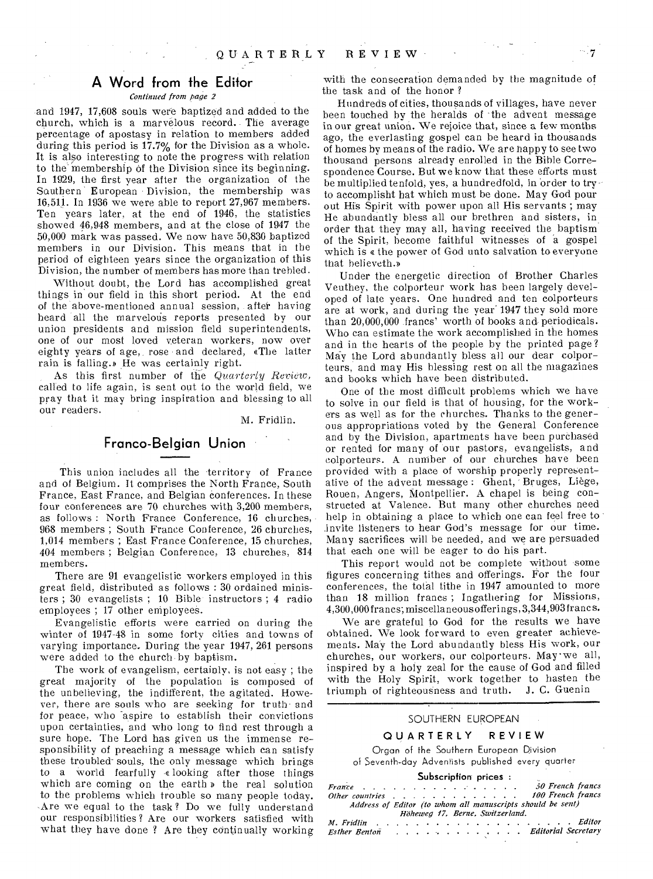## A Word from the Editor

*Continued from page 2*

and 1947, 17,608 souls were baptized and added to the church, which is a marvelous record. The average percentage of apostasy in relation to members added during this period is 17.7% for the Division as a whole. It is also interesting to note the progress with relation to the membership of the Division since its beginning. In 1929, the first year after the organization of the Southern European Division, the membership was 16,511. In 1936 we were able to report 27,967 members. Ten years later, at the end of 1946, the statistics showed 46,948 members, and at the close of 1947 the 50,000 mark was passed. We now have 50,830 baptized members in our Division. This means that in the period of eighteen years since the organization of this Division, the number of members has more than trebled.

Without doubt, the Lord has accomplished great things in our field in this short period. At the end of the above-mentioned annual session, after having heard all the marvelous reports presented by our union presidents and mission field superintendents, one of our most loved veteran workers, now over eighty years of age, rose and declared, «The latter rain is falling.» He was certainly right.

As this first number of the *Quarterly Review*, called to life again, is sent out to the world field, we pray that it may bring inspiration and blessing to all our readers.

M. Fridlin.

## Franco-Belgian Union

This union includes all the territory of France and of Belgium. It comprises the North France, South France, East France, and Belgian conferences. In these four conferences are 70 churches with 3,200 members, as follows: North France Conference, 16 churches, 968 members; South France Conference, 26 churches, 1,014 members; East France Conference, 15 churches, 404 members; Belgian Conference, 13 churches, 814 members.

There are 91 evangelistic workers employed in this great field, distributed as follows: 30 ordained ministers; 30 evangelists; 10 Bible instructors; 4 radio employees; 17 other employees.

Evangelistic efforts were carried on during the winter of 1947-48 in some forty cities and towns of varying importance. During the year 1947, 261 persons were added to the church by baptism.

The work of evangelism, certainly, is not easy; the great majority of the population is composed of the unbelieving, the indifferent, the agitated. However, there are souls who are seeking for truth and for peace, who aspire to establish their convictions upon certainties, and who long to find rest through a sure hope. The Lord has given us the immense responsibility of preaching a message which can satisfy these troubled souls, the only message which brings to a world fearfully «looking after those things which are coming on the earth» the real solution to the problems which trouble so many people today. Are we equal to the task? Do we fully understand our responsibilities? Are our workers satisfied with what they have done? Are they continually working with the consecration demanded by the magnitude of the task and of the honor?

Hundreds of cities, thousands of villages, have never been touched by the heralds of the advent message in our great union. We rejoice that, since a few months ago, the everlasting gospel can be heard in thousands of homes by means of the radio. We are happy to see two thousand persons already enrolled in the Bible Correspondence Course. But we know that these efforts must be multiplied tenfold, yes, a hundredfold, in order to try to accomplisht hat which must be done. May God pour out His Spirit with power upon all His servants; may He abundantly bless all our brethren and sisters, in order that they may all, having received the baptism of the Spirit, become faithful witnesses of a gospel which is «the power of God unto salvation to everyone that believeth.»

Under the energetic direction of Brother Charles Veuthey, the colporteur work has been largely developed of late years. One hundred and ten colporteurs are at work, and during the year 1947 they sold more than 20,000,000 francs' worth of books and periodicals. Who can estimate the work accomplished in the homes and in the hearts of the people by the printed page? May the Lord abundantly bless all our dear colporteurs, and may His blessing rest on all the magazines and books which have been distributed.

One of the most difficult problems which we have to solve in our field is that of housing, for the workers as well as for the churches. Thanks to the generous appropriations voted by the General Conference and by the Division, apartments have been purchased or rented for many of our pastors, evangelists, and colporteurs. A number of our churches have been provided with a place of worship properly representative of the advent message: Ghent, Bruges, Liège, Rouen, Angers, Montpellier. A chapel is being constructed at Valence. But many other churches need help in obtaining a place to which one can feel free to invite listeners to hear God's message for our time. Many sacrifices will be needed, and we are persuaded that each one will be eager to do his part.

This report would not be complete without some figures concerning tithes and offerings. For the four conferences, the total tithe in 1947 amounted to more than 18 million francs; Ingathering for Missions, 4,300,000 francs; miscellaneous offerings, 3,344,903 francs.

We are grateful to God for the results we have obtained. We look forward to even greater achievements. May the Lord abundantly bless His work, our churches, our workers, our colporteurs. May we all, inspired by a holy zeal for the cause of God and filled with the Holy Spirit, work together to hasten the triumph of righteousness and truth. J. C. Guenin

---

SOUTHERN EUROPEAN

**QUARTERLY REVIEW**

Organ of the Southern European Division of Seventh-day Adventists published every quarter

**Subscription prices:**

*France* . . . . . . . . . . . . . . 50 French francs
*Other countries* . . . . . . . . . . . 100 French francs

*Address of Editor (to whom all manuscripts should be sent)*
*Höheweg 17, Berne, Switzerland.*

*M. Fridlin* . . . . . . . . . . . . . . . *Editor*
*Esther Benton* . . . . . . . . . . . . *Editorial Secretary*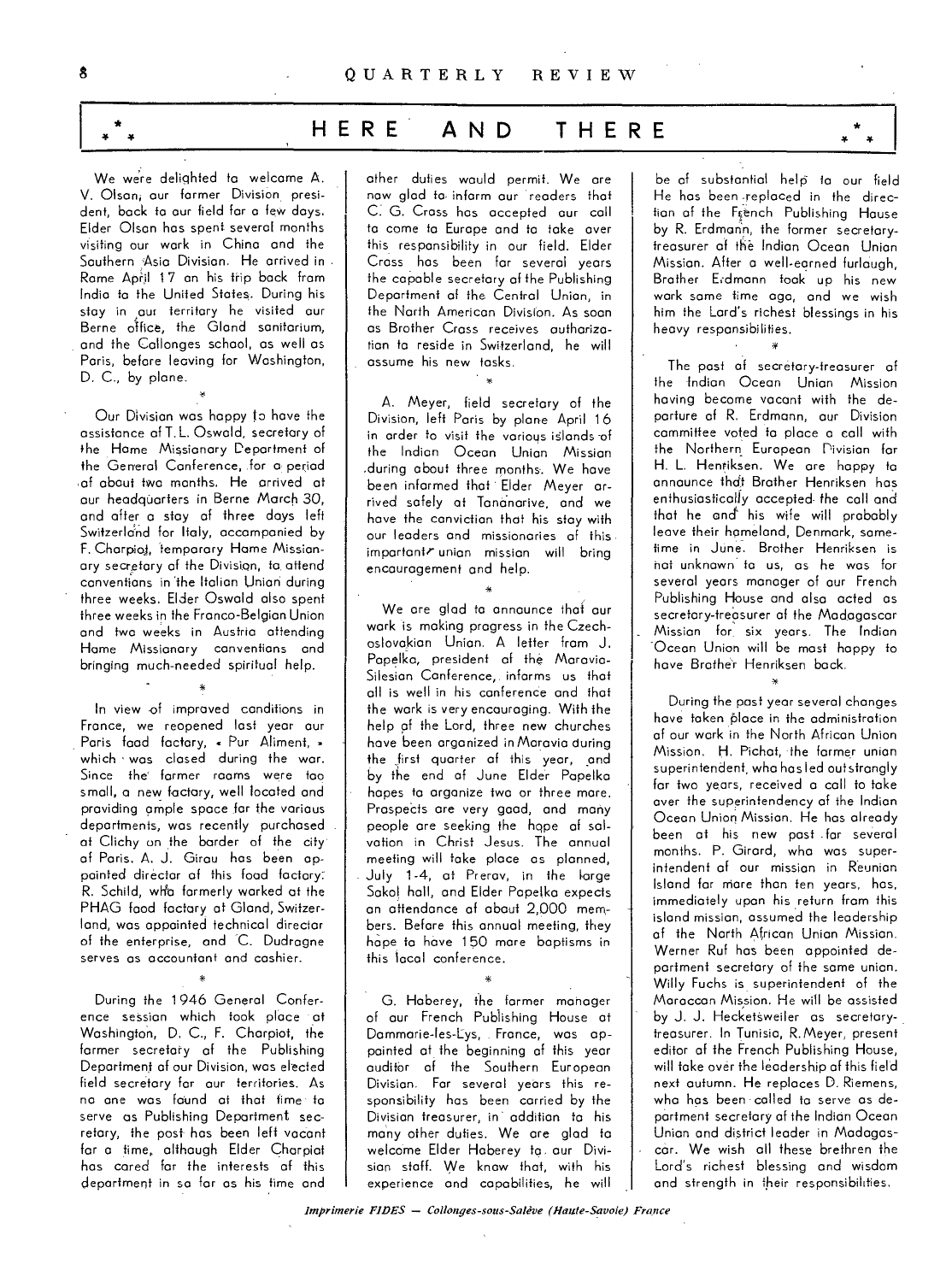# HERE AND THERE

We were delighted to welcome A. V. Olson, our former Division president, back to our field for a few days. Elder Olson has spent several months visiting our work in China and the Southern Asia Division. He arrived in Rome April 17 on his trip back from India to the United States. During his stay in our territory he visited our Berne office, the Gland sanitarium, and the Collonges school, as well as Paris, before leaving for Washington, D. C., by plane.

\*

Our Division was happy to have the assistance of T. L. Oswald, secretary of the Home Missionary Department of the General Conference, for a period of about two months. He arrived at our headquarters in Berne March 30, and after a stay of three days left Switzerland for Italy, accompanied by F. Charpiot, temporary Home Missionary secretary of the Division, to attend conventions in the Italian Union during three weeks. Elder Oswald also spent three weeks in the Franco-Belgian Union and two weeks in Austria attending Home Missionary conventions and bringing much-needed spiritual help.

\*

In view of improved conditions in France, we reopened last year our Paris food factory, « Pur Aliment, » which was closed during the war. Since the former rooms were too small, a new factory, well located and providing ample space for the various departments, was recently purchased at Clichy on the border of the city of Paris. A. J. Girou has been appointed director of this food factory. R. Schild, who formerly worked at the PHAG food factory at Gland, Switzerland, was appointed technical director of the enterprise, and C. Dudragne serves as accountant and cashier.

\*

During the 1946 General Conference session which took place at Washington, D. C., F. Charpiot, the former secretary of the Publishing Department of our Division, was elected field secretary for our territories. As no one was found at that time to serve as Publishing Department secretary, the post has been left vacant for a time, although Elder Charpiot has cared for the interests of this department in so far as his time and other duties would permit. We are now glad to inform our readers that C. G. Cross has accepted our call to come to Europe and to take over this responsibility in our field. Elder Cross has been for several years the capable secretary of the Publishing Department of the Central Union, in the North American Division. As soon as Brother Cross receives authorization to reside in Switzerland, he will assume his new tasks.

\*

A. Meyer, field secretary of the Division, left Paris by plane April 16 in order to visit the various islands of the Indian Ocean Union Mission during about three months. We have been informed that Elder Meyer arrived safely at Tananarive, and we have the conviction that his stay with our leaders and missionaries of this important union mission will bring encouragement and help.

\*

We are glad to announce that our work is making progress in the Czechoslovakian Union. A letter from J. Papelka, president of the Moravia-Silesian Conference, informs us that all is well in his conference and that the work is very encouraging. With the help of the Lord, three new churches have been organized in Moravia during the first quarter of this year, and by the end of June Elder Papelka hopes to organize two or three more. Prospects are very good, and many people are seeking the hope of salvation in Christ Jesus. The annual meeting will take place as planned, July 1-4, at Prerov, in the large Sokol hall, and Elder Papelka expects an attendance of about 2,000 members. Before this annual meeting, they hope to have 150 more baptisms in this local conference.

\*

G. Haberey, the former manager of our French Publishing House at Dammarie-les-Lys, France, was appointed at the beginning of this year auditor of the Southern European Division. For several years this responsibility has been carried by the Division treasurer, in addition to his many other duties. We are glad to welcome Elder Haberey to our Division staff. We know that, with his experience and capabilities, he will be of substantial help to our field. He has been replaced in the direction of the French Publishing House by R. Erdmann, the former secretary-treasurer of the Indian Ocean Union Mission. After a well-earned furlough, Brother Erdmann took up his new work some time ago, and we wish him the Lord's richest blessings in his heavy responsibilities.

\*

The post of secretary-treasurer of the Indian Ocean Union Mission having become vacant with the departure of R. Erdmann, our Division committee voted to place a call with the Northern European Division for H. L. Henriksen. We are happy to announce that Brother Henriksen has enthusiastically accepted the call and that he and his wife will probably leave their homeland, Denmark, sometime in June. Brother Henriksen is not unknown to us, as he was for several years manager of our French Publishing House and also acted as secretary-treasurer of the Madagascar Mission for six years. The Indian Ocean Union will be most happy to have Brother Henriksen back.

\*

During the past year several changes have taken place in the administration of our work in the North African Union Mission. H. Pichot, the former union superintendent, who has led out strongly for two years, received a call to take over the superintendency of the Indian Ocean Union Mission. He has already been at his new post for several months. P. Girard, who was superintendent of our mission in Reunion Island for more than ten years, has, immediately upon his return from this island mission, assumed the leadership of the North African Union Mission. Werner Ruf has been appointed department secretary of the same union. Willy Fuchs is superintendent of the Moroccan Mission. He will be assisted by J. J. Hecketsweiler as secretary-treasurer. In Tunisia, R. Meyer, present editor of the French Publishing House, will take over the leadership of this field next autumn. He replaces D. Riemens, who has been called to serve as department secretary of the Indian Ocean Union and district leader in Madagascar. We wish all these brethren the Lord's richest blessing and wisdom and strength in their responsibilities.

*Imprimerie FIDES — Collonges-sous-Salève (Haute-Savoie) France*